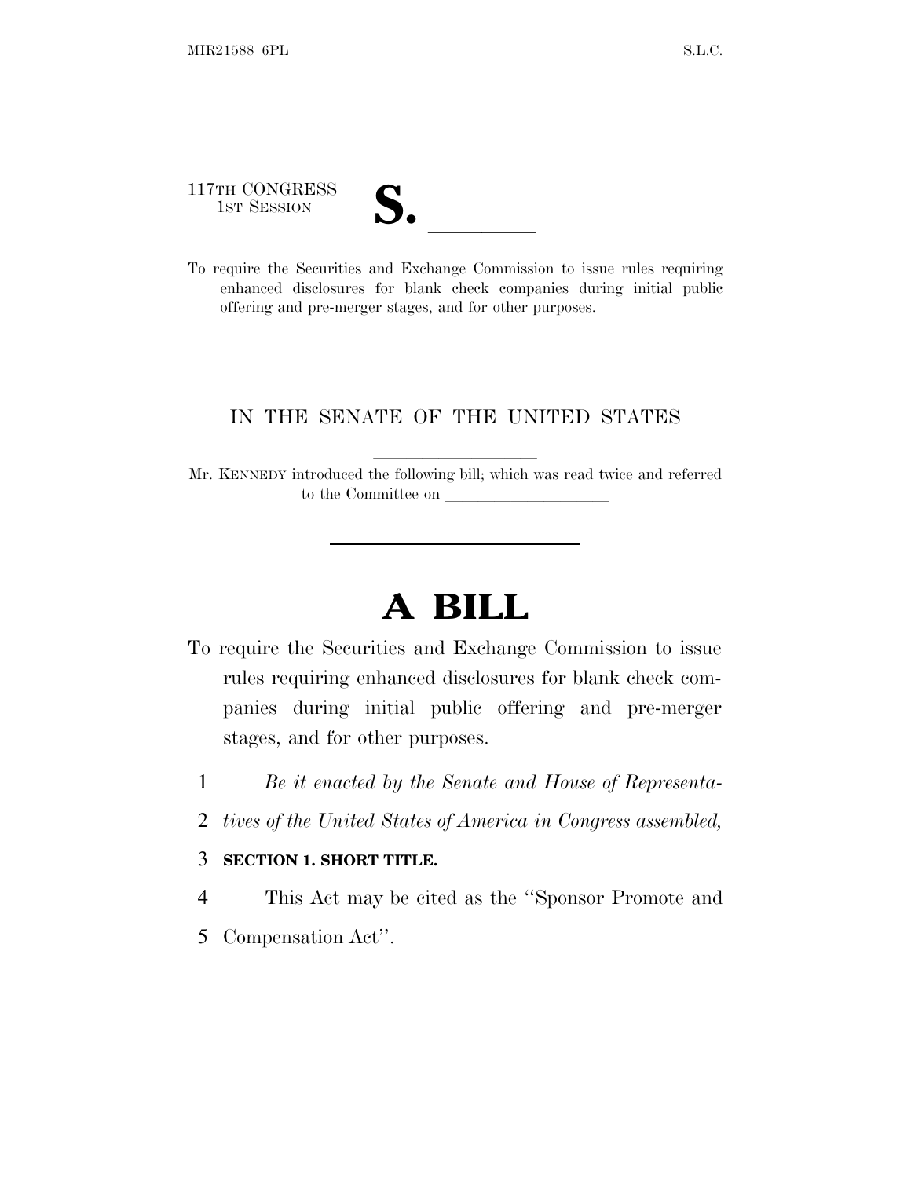117TH CONGRESS
1ST SESSION

# S. \_\_\_\_\_\_

To require the Securities and Exchange Commission to issue rules requiring enhanced disclosures for blank check companies during initial public offering and pre-merger stages, and for other purposes.

---

IN THE SENATE OF THE UNITED STATES

Mr. KENNEDY introduced the following bill; which was read twice and referred to the Committee on \_\_\_\_\_\_\_\_\_\_\_\_\_\_\_\_\_\_\_\_

---

# A BILL

To require the Securities and Exchange Commission to issue rules requiring enhanced disclosures for blank check companies during initial public offering and pre-merger stages, and for other purposes.

1 *Be it enacted by the Senate and House of Representa-*
2 *tives of the United States of America in Congress assembled,*

3 **SECTION 1. SHORT TITLE.**

4 This Act may be cited as the "Sponsor Promote and
5 Compensation Act".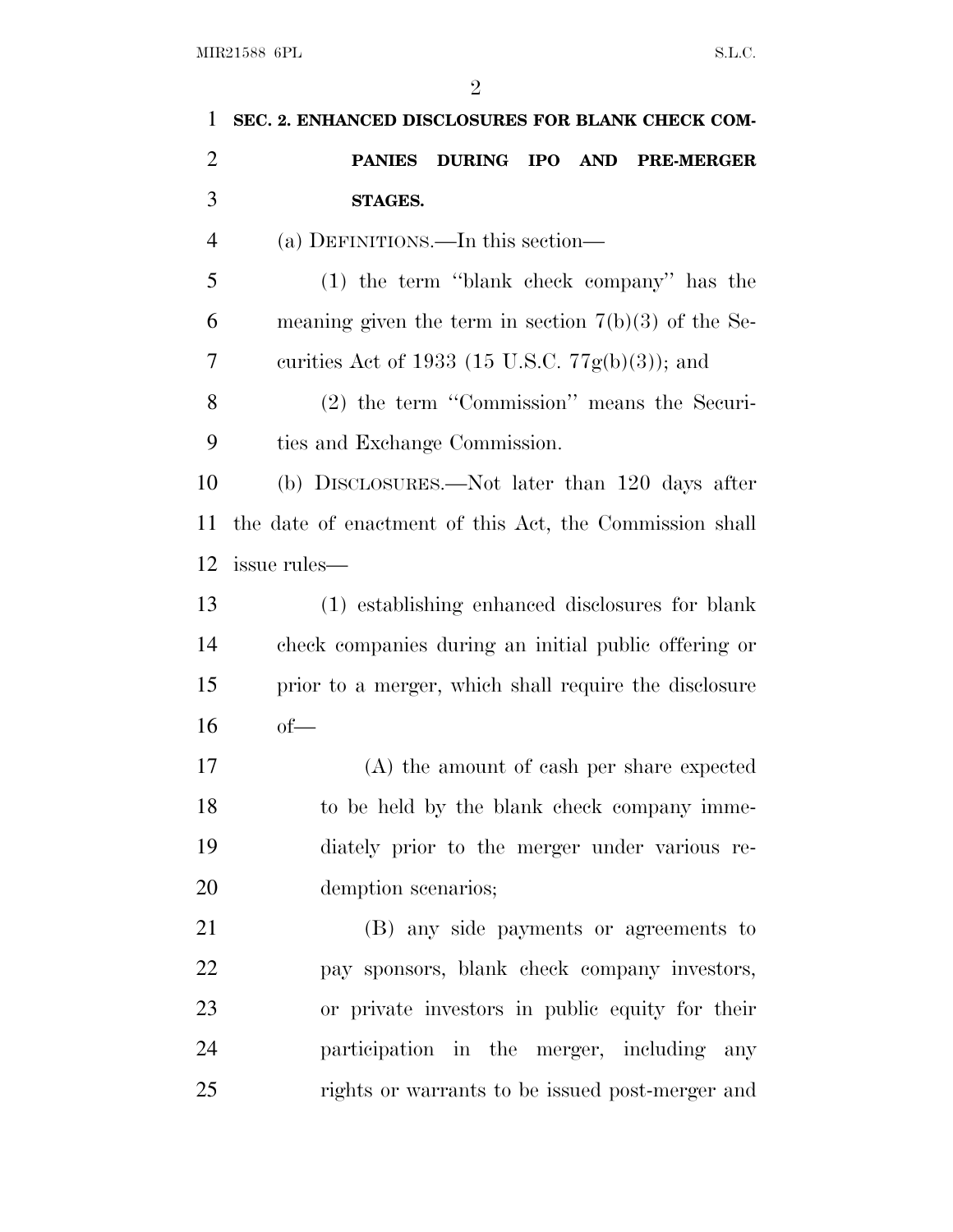**SEC. 2. ENHANCED DISCLOSURES FOR BLANK CHECK COMPANIES DURING IPO AND PRE-MERGER STAGES.**

(a) DEFINITIONS.—In this section—

(1) the term "blank check company" has the meaning given the term in section 7(b)(3) of the Securities Act of 1933 (15 U.S.C. 77g(b)(3)); and

(2) the term "Commission" means the Securities and Exchange Commission.

(b) DISCLOSURES.—Not later than 120 days after the date of enactment of this Act, the Commission shall issue rules—

(1) establishing enhanced disclosures for blank check companies during an initial public offering or prior to a merger, which shall require the disclosure of—

(A) the amount of cash per share expected to be held by the blank check company immediately prior to the merger under various redemption scenarios;

(B) any side payments or agreements to pay sponsors, blank check company investors, or private investors in public equity for their participation in the merger, including any rights or warrants to be issued post-merger and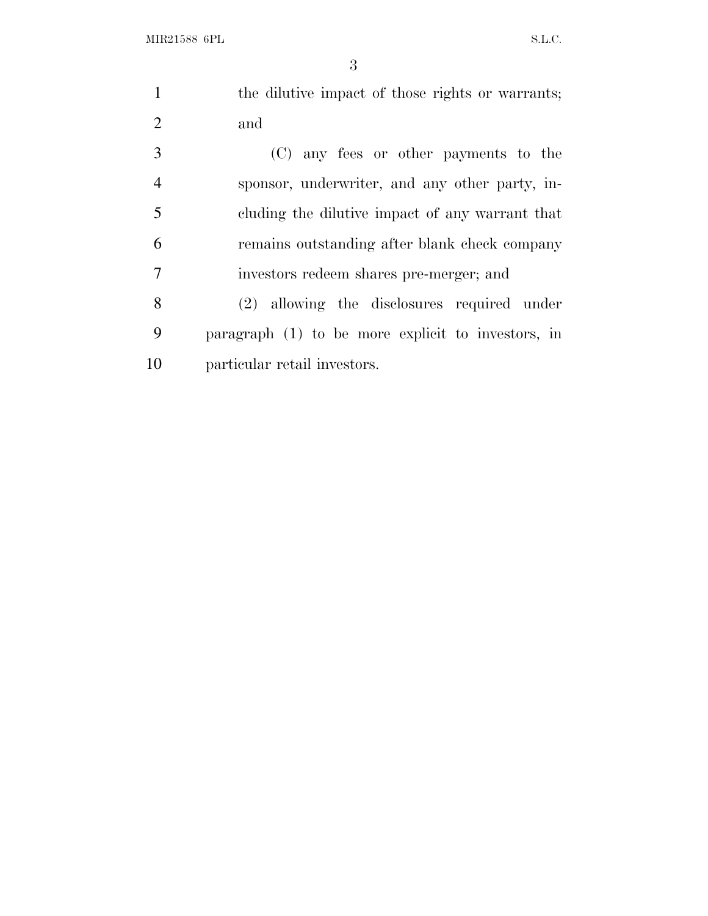the dilutive impact of those rights or warrants; and

(C) any fees or other payments to the sponsor, underwriter, and any other party, including the dilutive impact of any warrant that remains outstanding after blank check company investors redeem shares pre-merger; and

(2) allowing the disclosures required under paragraph (1) to be more explicit to investors, in particular retail investors.